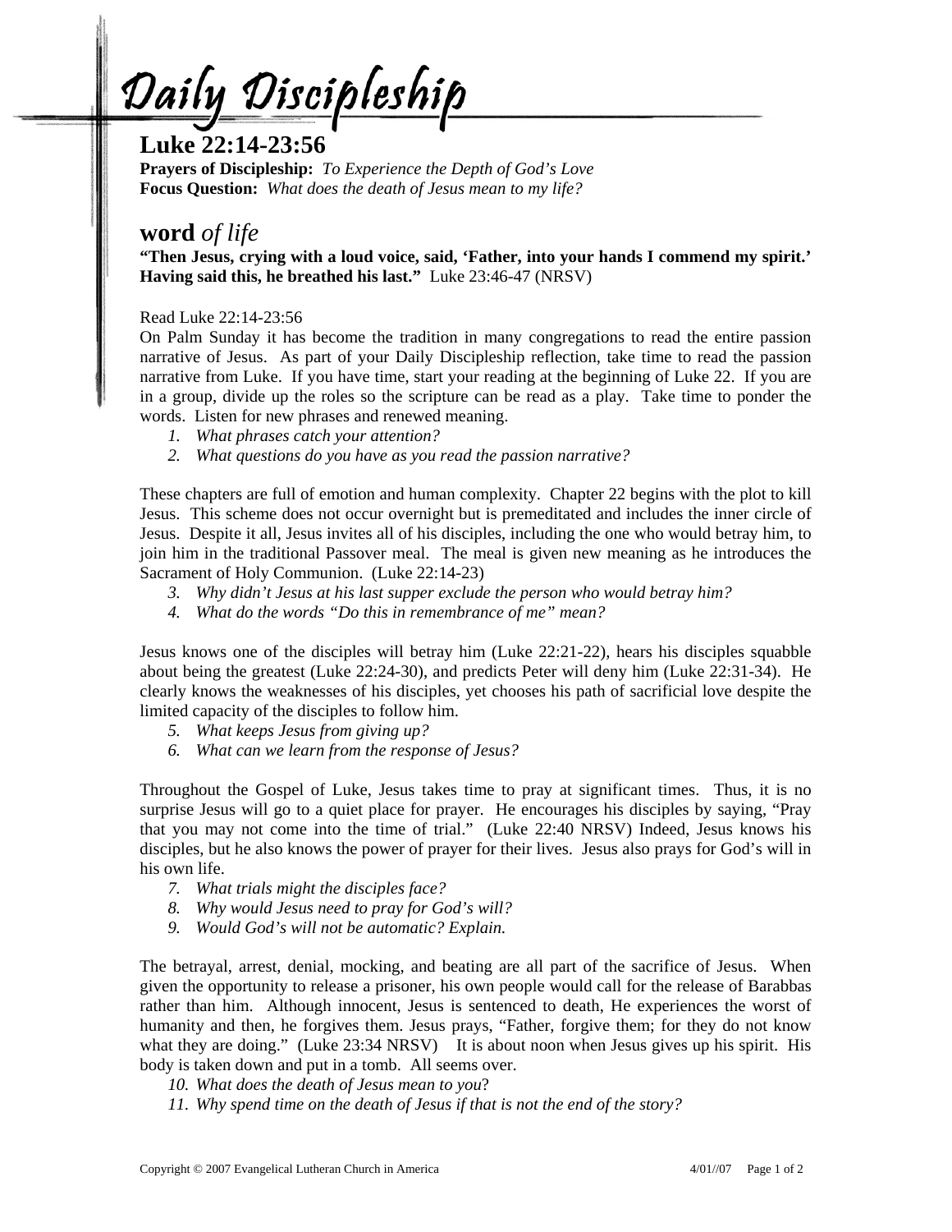# Daily Discipleship

## Luke 22:14-23:56

**Prayers of Discipleship:** *To Experience the Depth of God's Love*
**Focus Question:** *What does the death of Jesus mean to my life?*

## **word** *of life*

**"Then Jesus, crying with a loud voice, said, 'Father, into your hands I commend my spirit.' Having said this, he breathed his last."** Luke 23:46-47 (NRSV)

Read Luke 22:14-23:56
On Palm Sunday it has become the tradition in many congregations to read the entire passion narrative of Jesus. As part of your Daily Discipleship reflection, take time to read the passion narrative from Luke. If you have time, start your reading at the beginning of Luke 22. If you are in a group, divide up the roles so the scripture can be read as a play. Take time to ponder the words. Listen for new phrases and renewed meaning.

1. *What phrases catch your attention?*
2. *What questions do you have as you read the passion narrative?*

These chapters are full of emotion and human complexity. Chapter 22 begins with the plot to kill Jesus. This scheme does not occur overnight but is premeditated and includes the inner circle of Jesus. Despite it all, Jesus invites all of his disciples, including the one who would betray him, to join him in the traditional Passover meal. The meal is given new meaning as he introduces the Sacrament of Holy Communion. (Luke 22:14-23)

3. *Why didn't Jesus at his last supper exclude the person who would betray him?*
4. *What do the words "Do this in remembrance of me" mean?*

Jesus knows one of the disciples will betray him (Luke 22:21-22), hears his disciples squabble about being the greatest (Luke 22:24-30), and predicts Peter will deny him (Luke 22:31-34). He clearly knows the weaknesses of his disciples, yet chooses his path of sacrificial love despite the limited capacity of the disciples to follow him.

5. *What keeps Jesus from giving up?*
6. *What can we learn from the response of Jesus?*

Throughout the Gospel of Luke, Jesus takes time to pray at significant times. Thus, it is no surprise Jesus will go to a quiet place for prayer. He encourages his disciples by saying, "Pray that you may not come into the time of trial." (Luke 22:40 NRSV) Indeed, Jesus knows his disciples, but he also knows the power of prayer for their lives. Jesus also prays for God's will in his own life.

7. *What trials might the disciples face?*
8. *Why would Jesus need to pray for God's will?*
9. *Would God's will not be automatic? Explain.*

The betrayal, arrest, denial, mocking, and beating are all part of the sacrifice of Jesus. When given the opportunity to release a prisoner, his own people would call for the release of Barabbas rather than him. Although innocent, Jesus is sentenced to death, He experiences the worst of humanity and then, he forgives them. Jesus prays, "Father, forgive them; for they do not know what they are doing." (Luke 23:34 NRSV) It is about noon when Jesus gives up his spirit. His body is taken down and put in a tomb. All seems over.

10. *What does the death of Jesus mean to you*?
11. *Why spend time on the death of Jesus if that is not the end of the story?*

Copyright © 2007 Evangelical Lutheran Church in America 4/01//07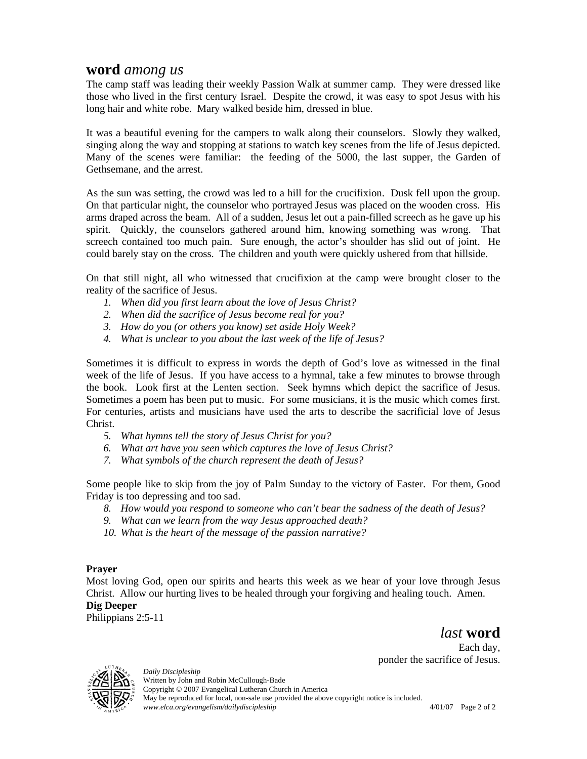## **word** *among us*

The camp staff was leading their weekly Passion Walk at summer camp. They were dressed like those who lived in the first century Israel. Despite the crowd, it was easy to spot Jesus with his long hair and white robe. Mary walked beside him, dressed in blue.

It was a beautiful evening for the campers to walk along their counselors. Slowly they walked, singing along the way and stopping at stations to watch key scenes from the life of Jesus depicted. Many of the scenes were familiar: the feeding of the 5000, the last supper, the Garden of Gethsemane, and the arrest.

As the sun was setting, the crowd was led to a hill for the crucifixion. Dusk fell upon the group. On that particular night, the counselor who portrayed Jesus was placed on the wooden cross. His arms draped across the beam. All of a sudden, Jesus let out a pain-filled screech as he gave up his spirit. Quickly, the counselors gathered around him, knowing something was wrong. That screech contained too much pain. Sure enough, the actor's shoulder has slid out of joint. He could barely stay on the cross. The children and youth were quickly ushered from that hillside.

On that still night, all who witnessed that crucifixion at the camp were brought closer to the reality of the sacrifice of Jesus.

1. *When did you first learn about the love of Jesus Christ?*
2. *When did the sacrifice of Jesus become real for you?*
3. *How do you (or others you know) set aside Holy Week?*
4. *What is unclear to you about the last week of the life of Jesus?*

Sometimes it is difficult to express in words the depth of God's love as witnessed in the final week of the life of Jesus. If you have access to a hymnal, take a few minutes to browse through the book. Look first at the Lenten section. Seek hymns which depict the sacrifice of Jesus. Sometimes a poem has been put to music. For some musicians, it is the music which comes first. For centuries, artists and musicians have used the arts to describe the sacrificial love of Jesus Christ.

5. *What hymns tell the story of Jesus Christ for you?*
6. *What art have you seen which captures the love of Jesus Christ?*
7. *What symbols of the church represent the death of Jesus?*

Some people like to skip from the joy of Palm Sunday to the victory of Easter. For them, Good Friday is too depressing and too sad.

8. *How would you respond to someone who can't bear the sadness of the death of Jesus?*
9. *What can we learn from the way Jesus approached death?*
10. *What is the heart of the message of the passion narrative?*

**Prayer**

Most loving God, open our spirits and hearts this week as we hear of your love through Jesus Christ. Allow our hurting lives to be healed through your forgiving and healing touch. Amen.

**Dig Deeper**

Philippians 2:5-11

## *last* **word**

Each day,
ponder the sacrifice of Jesus.

*Daily Discipleship*
Written by John and Robin McCullough-Bade
Copyright © 2007 Evangelical Lutheran Church in America
May be reproduced for local, non-sale use provided the above copyright notice is included.
*www.elca.org/evangelism/dailydiscipleship*

4/01/07